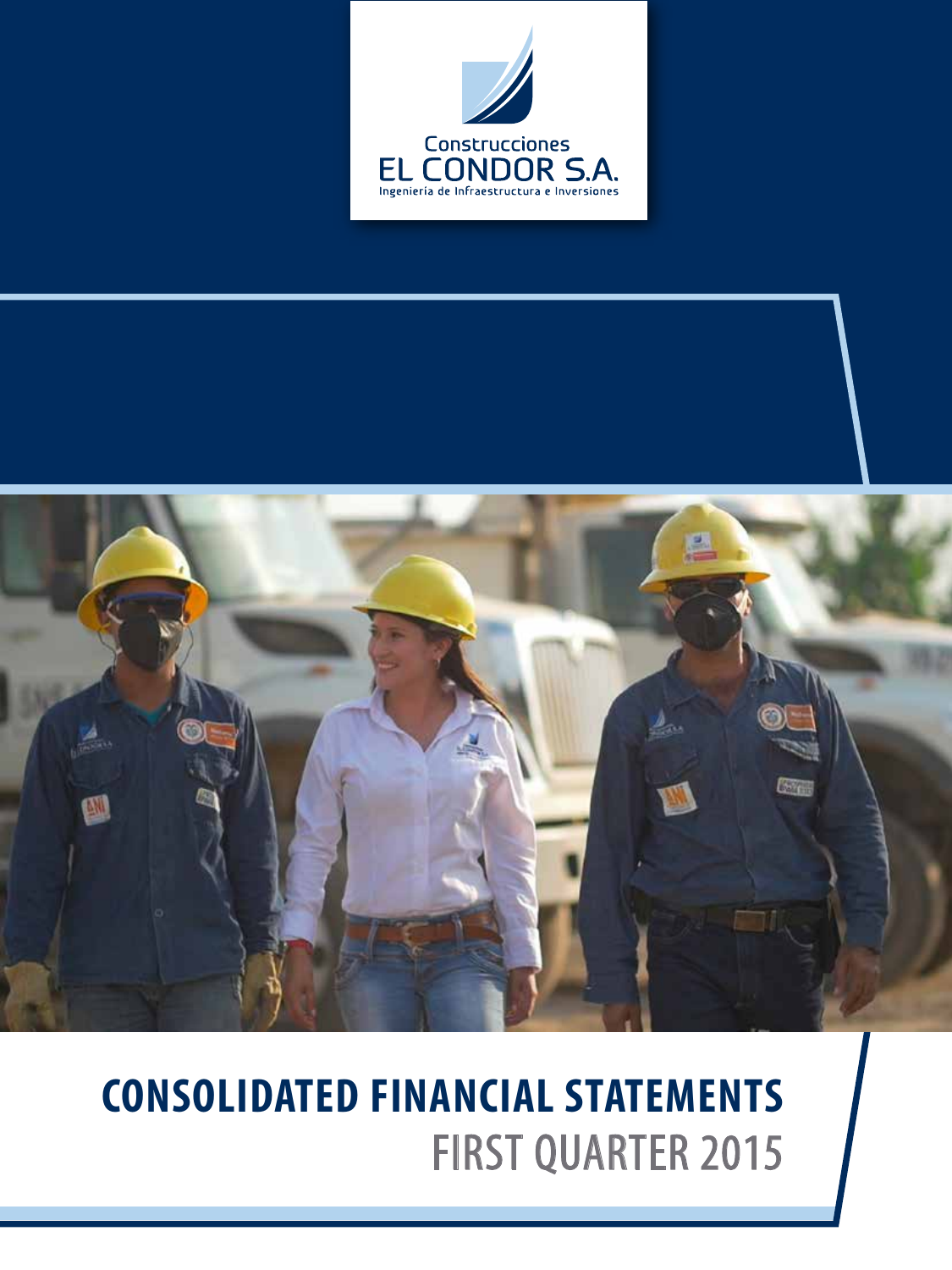Construcciones

EL CONDOR S.A.

Ingeniería de Infraestructura e Inversiones

# CONSOLIDATED FINANCIAL STATEMENTS

## FIRST QUARTER 2015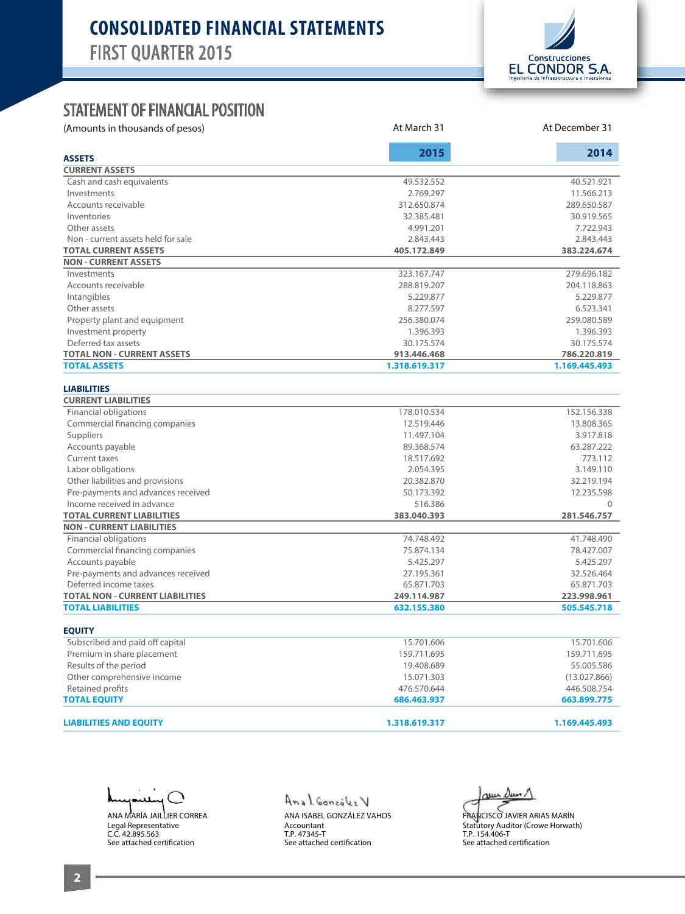# CONSOLIDATED FINANCIAL STATEMENTS
## FIRST QUARTER 2015

Construcciones EL CONDOR S.A. Ingeniería de Infraestructura e Inversiones

## STATEMENT OF FINANCIAL POSITION

| (Amounts in thousands of pesos) | At March 31 2015 | At December 31 2014 |
|---|---|---|
| **ASSETS** | | |
| **CURRENT ASSETS** | | |
| Cash and cash equivalents | 49.532.552 | 40.521.921 |
| Investments | 2.769.297 | 11.566.213 |
| Accounts receivable | 312.650.874 | 289.650.587 |
| Inventories | 32.385.481 | 30.919.565 |
| Other assets | 4.991.201 | 7.722.943 |
| Non - current assets held for sale | 2.843.443 | 2.843.443 |
| **TOTAL CURRENT ASSETS** | **405.172.849** | **383.224.674** |
| **NON - CURRENT ASSETS** | | |
| Investments | 323.167.747 | 279.696.182 |
| Accounts receivable | 288.819.207 | 204.118.863 |
| Intangibles | 5.229.877 | 5.229.877 |
| Other assets | 8.277.597 | 6.523.341 |
| Property plant and equipment | 256.380.074 | 259.080.589 |
| Investment property | 1.396.393 | 1.396.393 |
| Deferred tax assets | 30.175.574 | 30.175.574 |
| **TOTAL NON - CURRENT ASSETS** | **913.446.468** | **786.220.819** |
| **TOTAL ASSETS** | **1.318.619.317** | **1.169.445.493** |
| **LIABILITIES** | | |
| **CURRENT LIABILITIES** | | |
| Financial obligations | 178.010.534 | 152.156.338 |
| Commercial financing companies | 12.519.446 | 13.808.365 |
| Suppliers | 11.497.104 | 3.917.818 |
| Accounts payable | 89.368.574 | 63.287.222 |
| Current taxes | 18.517.692 | 773.112 |
| Labor obligations | 2.054.395 | 3.149.110 |
| Other liabilities and provisions | 20.382.870 | 32.219.194 |
| Pre-payments and advances received | 50.173.392 | 12.235.598 |
| Income received in advance | 516.386 | 0 |
| **TOTAL CURRENT LIABILITIES** | **383.040.393** | **281.546.757** |
| **NON - CURRENT LIABILITIES** | | |
| Financial obligations | 74.748.492 | 41.748.490 |
| Commercial financing companies | 75.874.134 | 78.427.007 |
| Accounts payable | 5.425.297 | 5.425.297 |
| Pre-payments and advances received | 27.195.361 | 32.526.464 |
| Deferred income taxes | 65.871.703 | 65.871.703 |
| **TOTAL NON - CURRENT LIABILITIES** | **249.114.987** | **223.998.961** |
| **TOTAL LIABILITIES** | **632.155.380** | **505.545.718** |
| **EQUITY** | | |
| Subscribed and paid off capital | 15.701.606 | 15.701.606 |
| Premium in share placement | 159.711.695 | 159.711.695 |
| Results of the period | 19.408.689 | 55.005.586 |
| Other comprehensive income | 15.071.303 | (13.027.866) |
| Retained profits | 476.570.644 | 446.508.754 |
| **TOTAL EQUITY** | **686.463.937** | **663.899.775** |
| **LIABILITIES AND EQUITY** | **1.318.619.317** | **1.169.445.493** |

ANA MARÍA JAILLIER CORREA
Legal Representative
C.C. 42.895.563
See attached certification

ANA ISABEL GONZÁLEZ VAHOS
Accountant
T.P. 47345-T
See attached certification

FRANCISCO JAVIER ARIAS MARÍN
Statutory Auditor (Crowe Horwath)
T.P. 154.406-T
See attached certification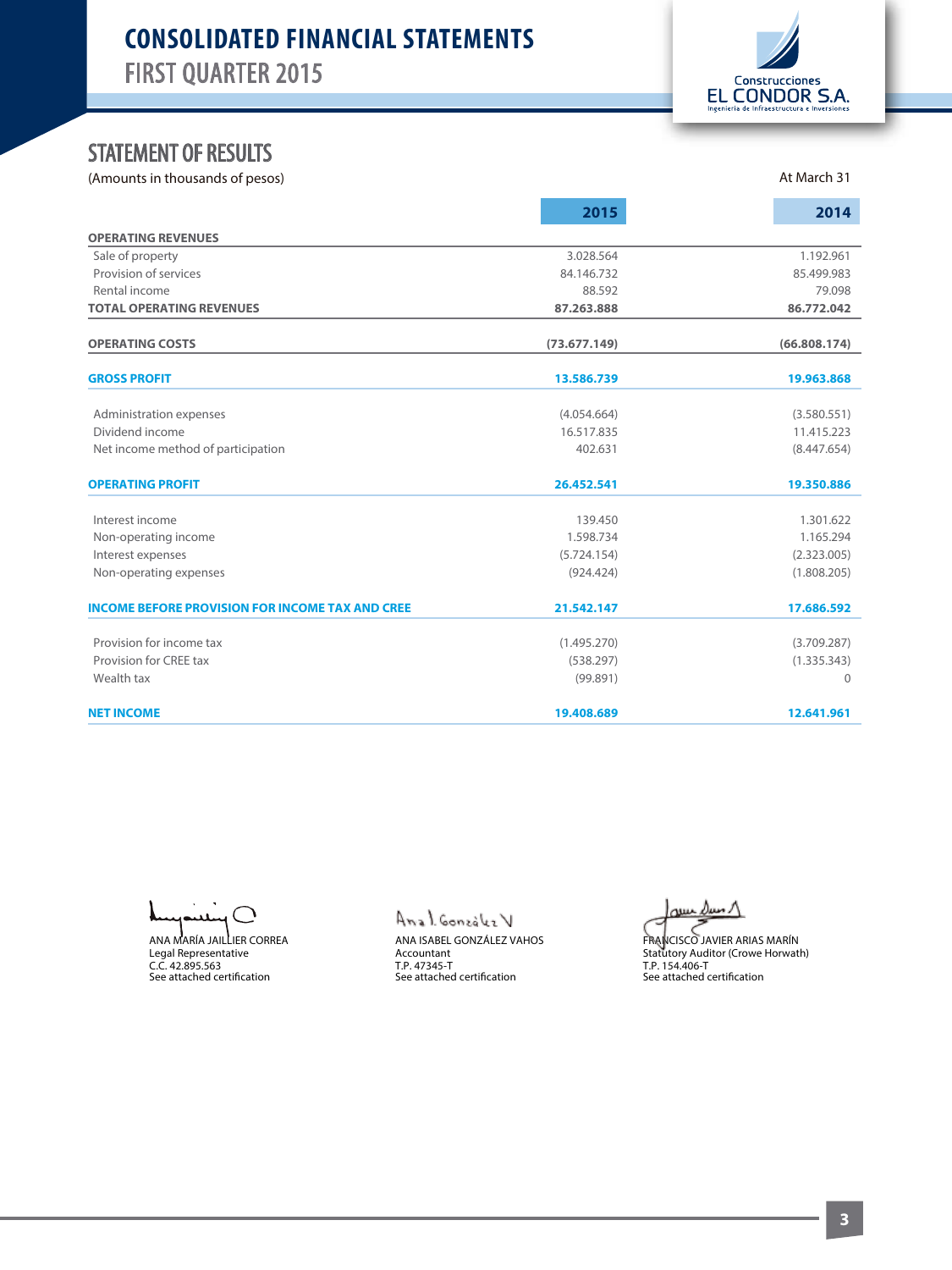# CONSOLIDATED FINANCIAL STATEMENTS
## FIRST QUARTER 2015

Construcciones EL CONDOR S.A.
Ingeniería de Infraestructura e Inversiones

## STATEMENT OF RESULTS

(Amounts in thousands of pesos) At March 31

| | 2015 | 2014 |
|---|---|---|
| **OPERATING REVENUES** | | |
| Sale of property | 3.028.564 | 1.192.961 |
| Provision of services | 84.146.732 | 85.499.983 |
| Rental income | 88.592 | 79.098 |
| **TOTAL OPERATING REVENUES** | **87.263.888** | **86.772.042** |
| **OPERATING COSTS** | **(73.677.149)** | **(66.808.174)** |
| **GROSS PROFIT** | **13.586.739** | **19.963.868** |
| Administration expenses | (4.054.664) | (3.580.551) |
| Dividend income | 16.517.835 | 11.415.223 |
| Net income method of participation | 402.631 | (8.447.654) |
| **OPERATING PROFIT** | **26.452.541** | **19.350.886** |
| Interest income | 139.450 | 1.301.622 |
| Non-operating income | 1.598.734 | 1.165.294 |
| Interest expenses | (5.724.154) | (2.323.005) |
| Non-operating expenses | (924.424) | (1.808.205) |
| **INCOME BEFORE PROVISION FOR INCOME TAX AND CREE** | **21.542.147** | **17.686.592** |
| Provision for income tax | (1.495.270) | (3.709.287) |
| Provision for CREE tax | (538.297) | (1.335.343) |
| Wealth tax | (99.891) | 0 |
| **NET INCOME** | **19.408.689** | **12.641.961** |

ANA MARÍA JAILLIER CORREA
Legal Representative
C.C. 42.895.563
See attached certification

ANA ISABEL GONZÁLEZ VAHOS
Accountant
T.P. 47345-T
See attached certification

FRANCISCO JAVIER ARIAS MARÍN
Statutory Auditor (Crowe Horwath)
T.P. 154.406-T
See attached certification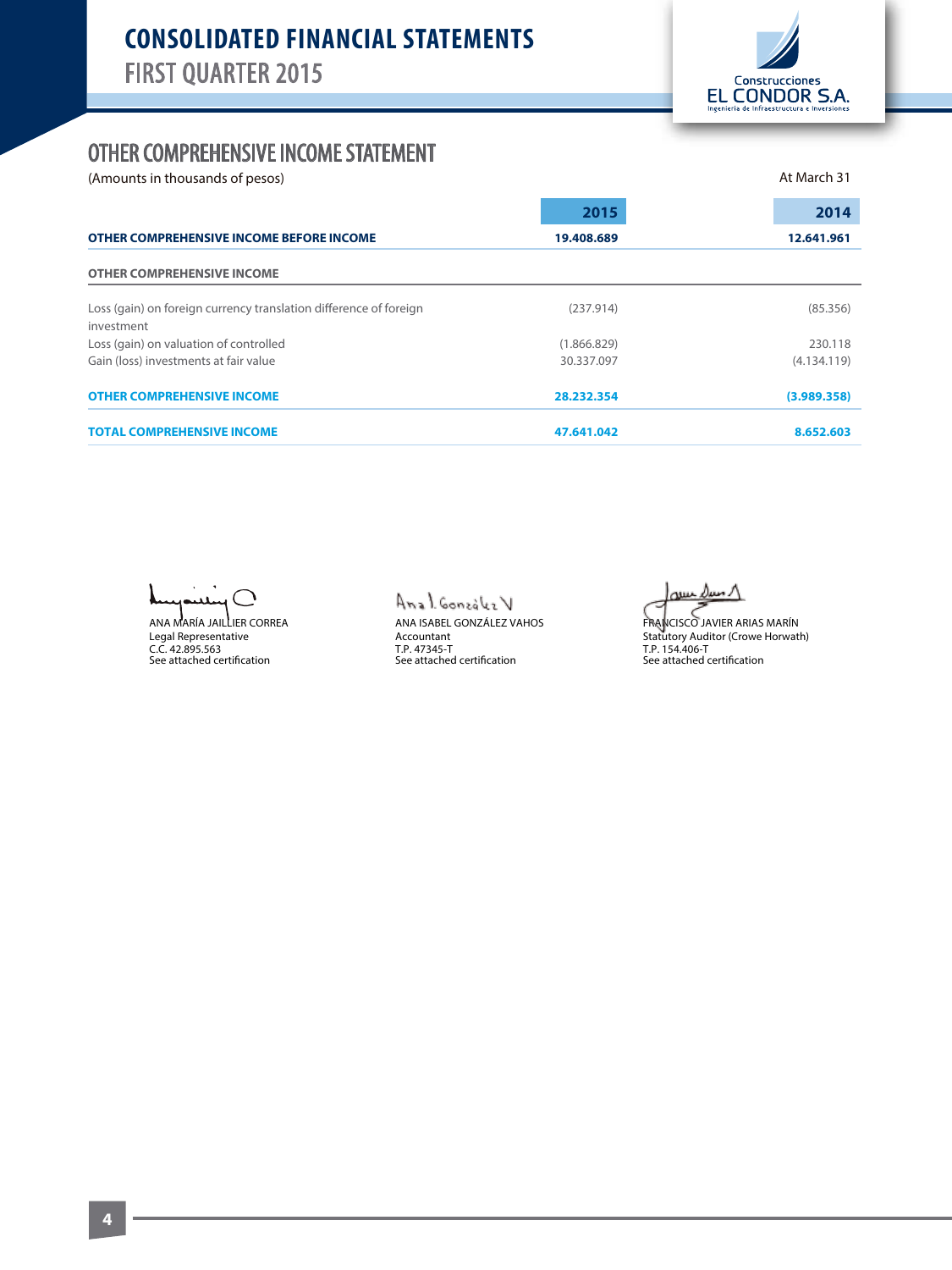# CONSOLIDATED FINANCIAL STATEMENTS
## FIRST QUARTER 2015

Construcciones EL CONDOR S.A.
Ingeniería de Infraestructura e Inversiones

## OTHER COMPREHENSIVE INCOME STATEMENT

(Amounts in thousands of pesos)

At March 31

| | 2015 | 2014 |
|---|---|---|
| **OTHER COMPREHENSIVE INCOME BEFORE INCOME** | **19.408.689** | **12.641.961** |
| **OTHER COMPREHENSIVE INCOME** | | |
| Loss (gain) on foreign currency translation difference of foreign investment | (237.914) | (85.356) |
| Loss (gain) on valuation of controlled | (1.866.829) | 230.118 |
| Gain (loss) investments at fair value | 30.337.097 | (4.134.119) |
| **OTHER COMPREHENSIVE INCOME** | **28.232.354** | **(3.989.358)** |
| **TOTAL COMPREHENSIVE INCOME** | **47.641.042** | **8.652.603** |

ANA MARÍA JAILLIER CORREA
Legal Representative
C.C. 42.895.563
See attached certification

ANA ISABEL GONZÁLEZ VAHOS
Accountant
T.P. 47345-T
See attached certification

FRANCISCO JAVIER ARIAS MARÍN
Statutory Auditor (Crowe Horwath)
T.P. 154.406-T
See attached certification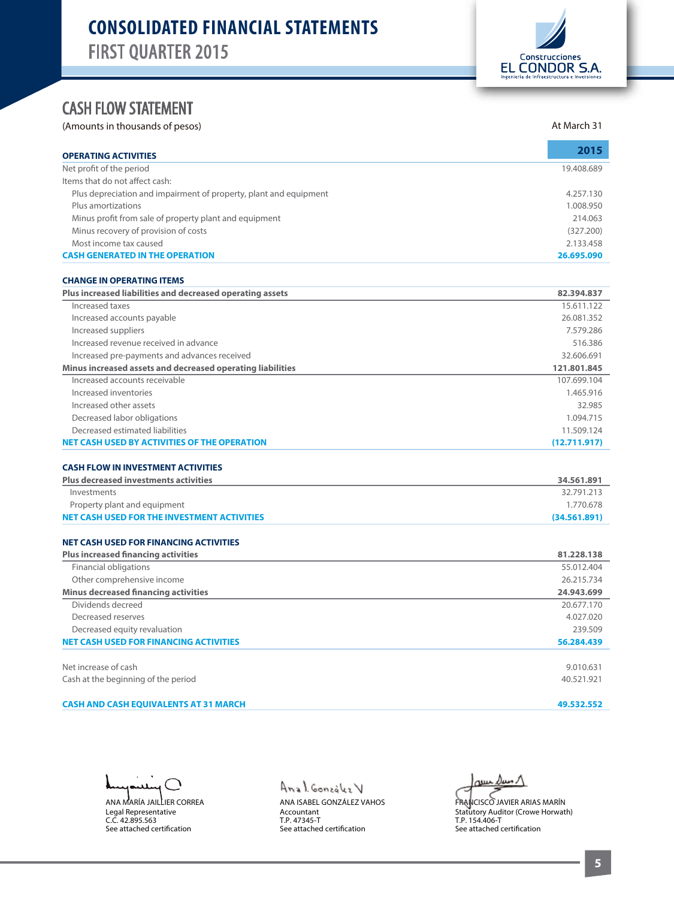# CONSOLIDATED FINANCIAL STATEMENTS
## FIRST QUARTER 2015

Construcciones EL CONDOR S.A. Ingeniería de Infraestructura e Inversiones

## CASH FLOW STATEMENT

(Amounts in thousands of pesos)

| At March 31 | 2015 |
|---|---|
| **OPERATING ACTIVITIES** | |
| Net profit of the period | 19.408.689 |
| Items that do not affect cash: | |
| Plus depreciation and impairment of property, plant and equipment | 4.257.130 |
| Plus amortizations | 1.008.950 |
| Minus profit from sale of property plant and equipment | 214.063 |
| Minus recovery of provision of costs | (327.200) |
| Most income tax caused | 2.133.458 |
| **CASH GENERATED IN THE OPERATION** | **26.695.090** |
| **CHANGE IN OPERATING ITEMS** | |
| **Plus increased liabilities and decreased operating assets** | **82.394.837** |
| Increased taxes | 15.611.122 |
| Increased accounts payable | 26.081.352 |
| Increased suppliers | 7.579.286 |
| Increased revenue received in advance | 516.386 |
| Increased pre-payments and advances received | 32.606.691 |
| **Minus increased assets and decreased operating liabilities** | **121.801.845** |
| Increased accounts receivable | 107.699.104 |
| Increased inventories | 1.465.916 |
| Increased other assets | 32.985 |
| Decreased labor obligations | 1.094.715 |
| Decreased estimated liabilities | 11.509.124 |
| **NET CASH USED BY ACTIVITIES OF THE OPERATION** | **(12.711.917)** |
| **CASH FLOW IN INVESTMENT ACTIVITIES** | |
| **Plus decreased investments activities** | **34.561.891** |
| Investments | 32.791.213 |
| Property plant and equipment | 1.770.678 |
| **NET CASH USED FOR THE INVESTMENT ACTIVITIES** | **(34.561.891)** |
| **NET CASH USED FOR FINANCING ACTIVITIES** | |
| **Plus increased financing activities** | **81.228.138** |
| Financial obligations | 55.012.404 |
| Other comprehensive income | 26.215.734 |
| **Minus decreased financing activities** | **24.943.699** |
| Dividends decreed | 20.677.170 |
| Decreased reserves | 4.027.020 |
| Decreased equity revaluation | 239.509 |
| **NET CASH USED FOR FINANCING ACTIVITIES** | **56.284.439** |
| Net increase of cash | 9.010.631 |
| Cash at the beginning of the period | 40.521.921 |
| **CASH AND CASH EQUIVALENTS AT 31 MARCH** | **49.532.552** |

ANA MARÍA JAILLIER CORREA
Legal Representative
C.C. 42.895.563
See attached certification

ANA ISABEL GONZÁLEZ VAHOS
Accountant
T.P. 47345-T
See attached certification

FRANCISCO JAVIER ARIAS MARÍN
Statutory Auditor (Crowe Horwath)
T.P. 154.406-T
See attached certification